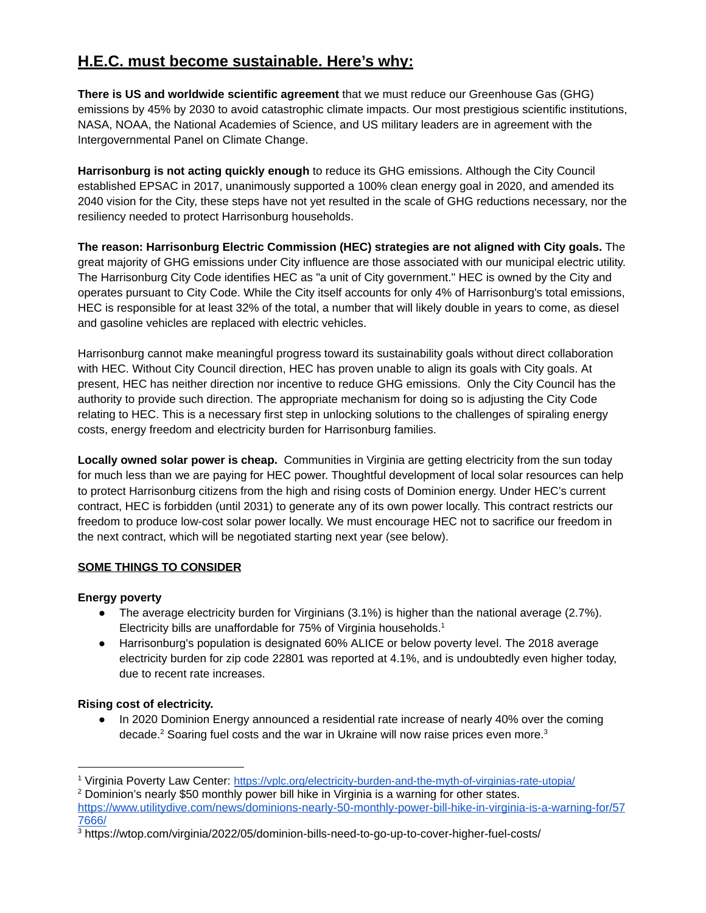# H.E.C. must become sustainable. Here's why:

**There is US and worldwide scientific agreement** that we must reduce our Greenhouse Gas (GHG) emissions by 45% by 2030 to avoid catastrophic climate impacts. Our most prestigious scientific institutions, NASA, NOAA, the National Academies of Science, and US military leaders are in agreement with the Intergovernmental Panel on Climate Change.

**Harrisonburg is not acting quickly enough** to reduce its GHG emissions. Although the City Council established EPSAC in 2017, unanimously supported a 100% clean energy goal in 2020, and amended its 2040 vision for the City, these steps have not yet resulted in the scale of GHG reductions necessary, nor the resiliency needed to protect Harrisonburg households.

**The reason: Harrisonburg Electric Commission (HEC) strategies are not aligned with City goals.** The great majority of GHG emissions under City influence are those associated with our municipal electric utility. The Harrisonburg City Code identifies HEC as "a unit of City government." HEC is owned by the City and operates pursuant to City Code. While the City itself accounts for only 4% of Harrisonburg's total emissions, HEC is responsible for at least 32% of the total, a number that will likely double in years to come, as diesel and gasoline vehicles are replaced with electric vehicles.

Harrisonburg cannot make meaningful progress toward its sustainability goals without direct collaboration with HEC. Without City Council direction, HEC has proven unable to align its goals with City goals. At present, HEC has neither direction nor incentive to reduce GHG emissions. Only the City Council has the authority to provide such direction. The appropriate mechanism for doing so is adjusting the City Code relating to HEC. This is a necessary first step in unlocking solutions to the challenges of spiraling energy costs, energy freedom and electricity burden for Harrisonburg families.

**Locally owned solar power is cheap.** Communities in Virginia are getting electricity from the sun today for much less than we are paying for HEC power. Thoughtful development of local solar resources can help to protect Harrisonburg citizens from the high and rising costs of Dominion energy. Under HEC's current contract, HEC is forbidden (until 2031) to generate any of its own power locally. This contract restricts our freedom to produce low-cost solar power locally. We must encourage HEC not to sacrifice our freedom in the next contract, which will be negotiated starting next year (see below).

## SOME THINGS TO CONSIDER

**Energy poverty**

- The average electricity burden for Virginians (3.1%) is higher than the national average (2.7%). Electricity bills are unaffordable for 75% of Virginia households.[1]
- Harrisonburg's population is designated 60% ALICE or below poverty level. The 2018 average electricity burden for zip code 22801 was reported at 4.1%, and is undoubtedly even higher today, due to recent rate increases.

**Rising cost of electricity.**

- In 2020 Dominion Energy announced a residential rate increase of nearly 40% over the coming decade.[2] Soaring fuel costs and the war in Ukraine will now raise prices even more.[3]

---

[1] Virginia Poverty Law Center: https://vplc.org/electricity-burden-and-the-myth-of-virginias-rate-utopia/

[2] Dominion's nearly $50 monthly power bill hike in Virginia is a warning for other states. https://www.utilitydive.com/news/dominions-nearly-50-monthly-power-bill-hike-in-virginia-is-a-warning-for/577666/

[3] https://wtop.com/virginia/2022/05/dominion-bills-need-to-go-up-to-cover-higher-fuel-costs/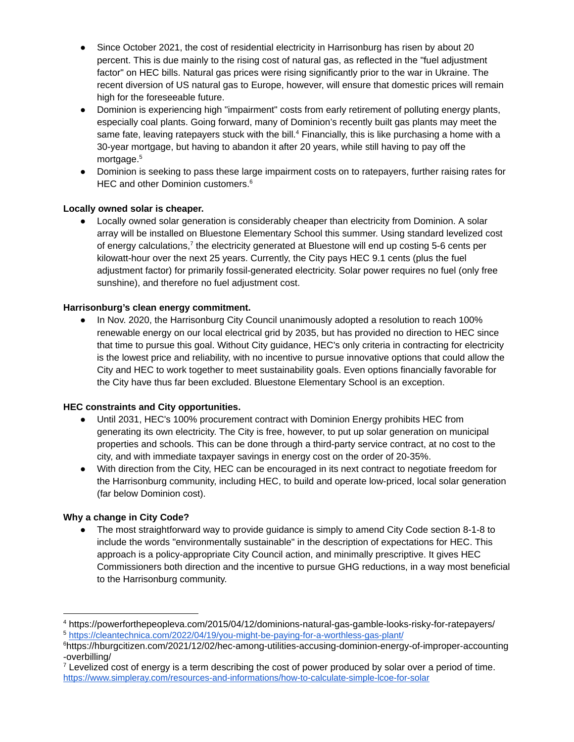- Since October 2021, the cost of residential electricity in Harrisonburg has risen by about 20 percent. This is due mainly to the rising cost of natural gas, as reflected in the "fuel adjustment factor" on HEC bills. Natural gas prices were rising significantly prior to the war in Ukraine. The recent diversion of US natural gas to Europe, however, will ensure that domestic prices will remain high for the foreseeable future.
- Dominion is experiencing high "impairment" costs from early retirement of polluting energy plants, especially coal plants. Going forward, many of Dominion's recently built gas plants may meet the same fate, leaving ratepayers stuck with the bill.[4] Financially, this is like purchasing a home with a 30-year mortgage, but having to abandon it after 20 years, while still having to pay off the mortgage.[5]
- Dominion is seeking to pass these large impairment costs on to ratepayers, further raising rates for HEC and other Dominion customers.[6]

**Locally owned solar is cheaper.**

- Locally owned solar generation is considerably cheaper than electricity from Dominion. A solar array will be installed on Bluestone Elementary School this summer. Using standard levelized cost of energy calculations,[7] the electricity generated at Bluestone will end up costing 5-6 cents per kilowatt-hour over the next 25 years. Currently, the City pays HEC 9.1 cents (plus the fuel adjustment factor) for primarily fossil-generated electricity. Solar power requires no fuel (only free sunshine), and therefore no fuel adjustment cost.

**Harrisonburg's clean energy commitment.**

- In Nov. 2020, the Harrisonburg City Council unanimously adopted a resolution to reach 100% renewable energy on our local electrical grid by 2035, but has provided no direction to HEC since that time to pursue this goal. Without City guidance, HEC's only criteria in contracting for electricity is the lowest price and reliability, with no incentive to pursue innovative options that could allow the City and HEC to work together to meet sustainability goals. Even options financially favorable for the City have thus far been excluded. Bluestone Elementary School is an exception.

**HEC constraints and City opportunities.**

- Until 2031, HEC's 100% procurement contract with Dominion Energy prohibits HEC from generating its own electricity. The City is free, however, to put up solar generation on municipal properties and schools. This can be done through a third-party service contract, at no cost to the city, and with immediate taxpayer savings in energy cost on the order of 20-35%.
- With direction from the City, HEC can be encouraged in its next contract to negotiate freedom for the Harrisonburg community, including HEC, to build and operate low-priced, local solar generation (far below Dominion cost).

**Why a change in City Code?**

- The most straightforward way to provide guidance is simply to amend City Code section 8-1-8 to include the words "environmentally sustainable" in the description of expectations for HEC. This approach is a policy-appropriate City Council action, and minimally prescriptive. It gives HEC Commissioners both direction and the incentive to pursue GHG reductions, in a way most beneficial to the Harrisonburg community.

---

[4] https://powerforthepeopleva.com/2015/04/12/dominions-natural-gas-gamble-looks-risky-for-ratepayers/

[5] https://cleantechnica.com/2022/04/19/you-might-be-paying-for-a-worthless-gas-plant/

[6] https://hburgcitizen.com/2021/12/02/hec-among-utilities-accusing-dominion-energy-of-improper-accounting-overbilling/

[7] Levelized cost of energy is a term describing the cost of power produced by solar over a period of time. https://www.simpleray.com/resources-and-informations/how-to-calculate-simple-lcoe-for-solar